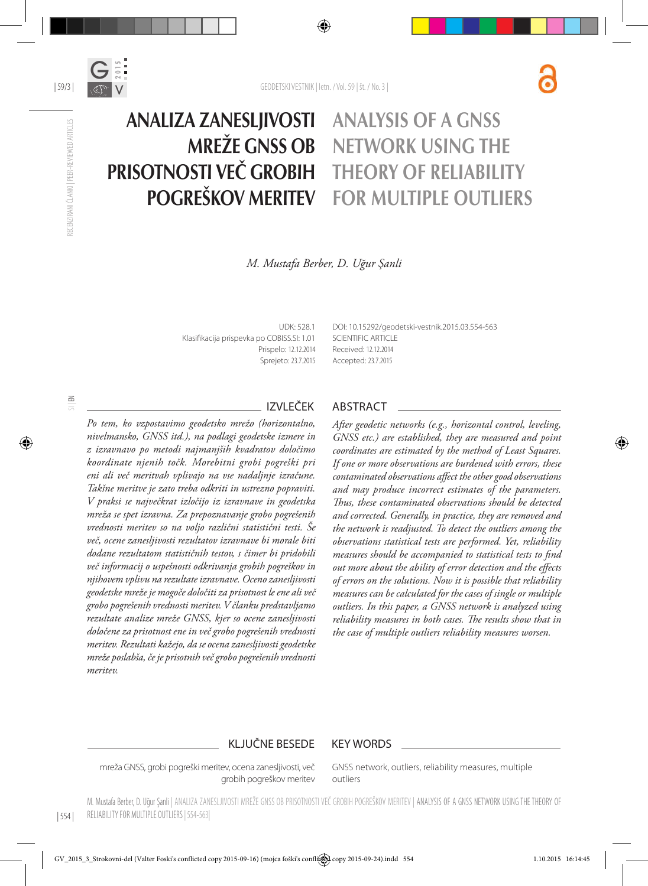# ANALIZA ZANESLJIVOSTI MREŽE GNSS OB PRISOTNOSTI VEČ GROBIH POGREŠKOV MERITEV

# ANALYSIS OF A GNSS NETWORK USING THE THEORY OF RELIABILITY FOR MULTIPLE OUTLIERS

*M. Mustafa Berber, D. Uğur Şanli*

UDK: 528.1
Klasifikacija prispevka po COBISS.SI: 1.01
Prispelo: 12.12.2014
Sprejeto: 23.7.2015

DOI: 10.15292/geodetski-vestnik.2015.03.554-563
SCIENTIFIC ARTICLE
Received: 12.12.2014
Accepted: 23.7.2015

## IZVLEČEK

*Po tem, ko vzpostavimo geodetsko mrežo (horizontalno, nivelmansko, GNSS itd.), na podlagi geodetske izmere in z izravnavo po metodi najmanjših kvadratov določimo koordinate njenih točk. Morebitni grobi pogreški pri eni ali več meritvah vplivajo na vse nadaljnje izračune. Takšne meritve je zato treba odkriti in ustrezno popraviti. V praksi se največkrat izločijo iz izravnave in geodetska mreža se spet izravna. Za prepoznavanje grobo pogrešenih vrednosti meritev so na voljo različni statistični testi. Še več, ocene zanesljivosti rezultatov izravnave bi morale biti dodane rezultatom statističnih testov, s čimer bi pridobili več informacij o uspešnosti odkrivanja grobih pogreškov in njihovem vplivu na rezultate izravnave. Oceno zanesljivosti geodetske mreže je mogoče določiti za prisotnost le ene ali več grobo pogrešenih vrednosti meritev. V članku predstavljamo rezultate analize mreže GNSS, kjer so ocene zanesljivosti določene za prisotnost ene in več grobo pogrešenih vrednosti meritev. Rezultati kažejo, da se ocena zanesljivosti geodetske mreže poslabša, če je prisotnih več grobo pogrešenih vrednosti meritev.*

## ABSTRACT

*After geodetic networks (e.g., horizontal control, leveling, GNSS etc.) are established, they are measured and point coordinates are estimated by the method of Least Squares. If one or more observations are burdened with errors, these contaminated observations affect the other good observations and may produce incorrect estimates of the parameters. Thus, these contaminated observations should be detected and corrected. Generally, in practice, they are removed and the network is readjusted. To detect the outliers among the observations statistical tests are performed. Yet, reliability measures should be accompanied to statistical tests to find out more about the ability of error detection and the effects of errors on the solutions. Now it is possible that reliability measures can be calculated for the cases of single or multiple outliers. In this paper, a GNSS network is analyzed using reliability measures in both cases. The results show that in the case of multiple outliers reliability measures worsen.*

## KLJUČNE BESEDE

mreža GNSS, grobi pogreški meritev, ocena zanesljivosti, več grobih pogreškov meritev

## KEY WORDS

GNSS network, outliers, reliability measures, multiple outliers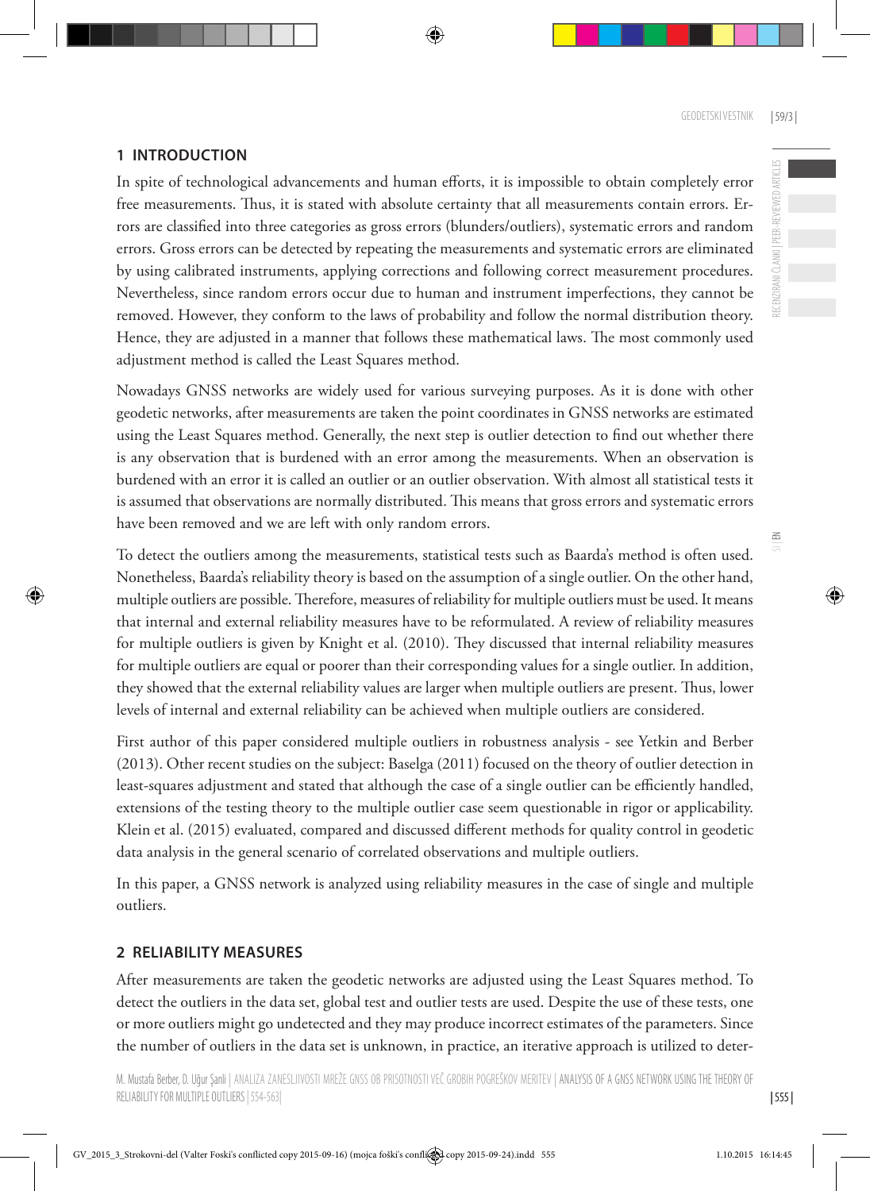## 1 INTRODUCTION

In spite of technological advancements and human efforts, it is impossible to obtain completely error free measurements. Thus, it is stated with absolute certainty that all measurements contain errors. Errors are classified into three categories as gross errors (blunders/outliers), systematic errors and random errors. Gross errors can be detected by repeating the measurements and systematic errors are eliminated by using calibrated instruments, applying corrections and following correct measurement procedures. Nevertheless, since random errors occur due to human and instrument imperfections, they cannot be removed. However, they conform to the laws of probability and follow the normal distribution theory. Hence, they are adjusted in a manner that follows these mathematical laws. The most commonly used adjustment method is called the Least Squares method.

Nowadays GNSS networks are widely used for various surveying purposes. As it is done with other geodetic networks, after measurements are taken the point coordinates in GNSS networks are estimated using the Least Squares method. Generally, the next step is outlier detection to find out whether there is any observation that is burdened with an error among the measurements. When an observation is burdened with an error it is called an outlier or an outlier observation. With almost all statistical tests it is assumed that observations are normally distributed. This means that gross errors and systematic errors have been removed and we are left with only random errors.

To detect the outliers among the measurements, statistical tests such as Baarda's method is often used. Nonetheless, Baarda's reliability theory is based on the assumption of a single outlier. On the other hand, multiple outliers are possible. Therefore, measures of reliability for multiple outliers must be used. It means that internal and external reliability measures have to be reformulated. A review of reliability measures for multiple outliers is given by Knight et al. (2010). They discussed that internal reliability measures for multiple outliers are equal or poorer than their corresponding values for a single outlier. In addition, they showed that the external reliability values are larger when multiple outliers are present. Thus, lower levels of internal and external reliability can be achieved when multiple outliers are considered.

First author of this paper considered multiple outliers in robustness analysis - see Yetkin and Berber (2013). Other recent studies on the subject: Baselga (2011) focused on the theory of outlier detection in least-squares adjustment and stated that although the case of a single outlier can be efficiently handled, extensions of the testing theory to the multiple outlier case seem questionable in rigor or applicability. Klein et al. (2015) evaluated, compared and discussed different methods for quality control in geodetic data analysis in the general scenario of correlated observations and multiple outliers.

In this paper, a GNSS network is analyzed using reliability measures in the case of single and multiple outliers.

## 2 RELIABILITY MEASURES

After measurements are taken the geodetic networks are adjusted using the Least Squares method. To detect the outliers in the data set, global test and outlier tests are used. Despite the use of these tests, one or more outliers might go undetected and they may produce incorrect estimates of the parameters. Since the number of outliers in the data set is unknown, in practice, an iterative approach is utilized to deter-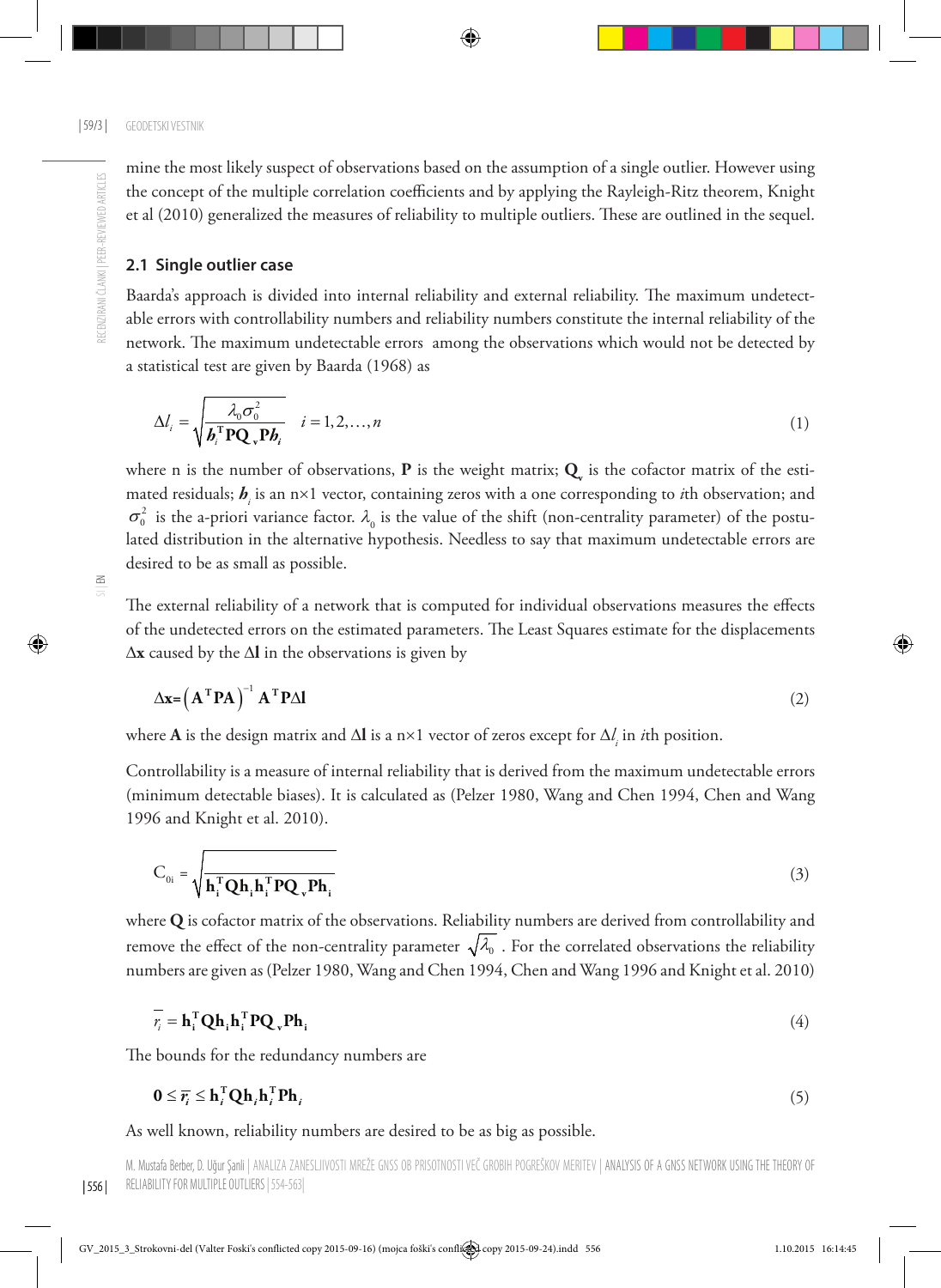mine the most likely suspect of observations based on the assumption of a single outlier. However using the concept of the multiple correlation coefficients and by applying the Rayleigh-Ritz theorem, Knight et al (2010) generalized the measures of reliability to multiple outliers. These are outlined in the sequel.

## 2.1 Single outlier case

Baarda's approach is divided into internal reliability and external reliability. The maximum undetectable errors with controllability numbers and reliability numbers constitute the internal reliability of the network. The maximum undetectable errors among the observations which would not be detected by a statistical test are given by Baarda (1968) as

$$\Delta l_i = \sqrt{\frac{\lambda_0 \sigma_0^2}{\boldsymbol{b}_i^{\mathrm{T}} \mathbf{P} \mathbf{Q}_{\mathbf{v}} \mathbf{P} \boldsymbol{b}_i}} \quad i = 1, 2, \ldots, n \tag{1}$$

where n is the number of observations, **P** is the weight matrix; $\mathbf{Q}_v$ is the cofactor matrix of the estimated residuals; $\boldsymbol{b}_i$ is an n×1 vector, containing zeros with a one corresponding to *i*th observation; and $\sigma_0^2$ is the a-priori variance factor. $\lambda_0$ is the value of the shift (non-centrality parameter) of the postulated distribution in the alternative hypothesis. Needless to say that maximum undetectable errors are desired to be as small as possible.

The external reliability of a network that is computed for individual observations measures the effects of the undetected errors on the estimated parameters. The Least Squares estimate for the displacements $\Delta\mathbf{x}$ caused by the $\Delta\mathbf{l}$ in the observations is given by

$$\Delta\mathbf{x} = \left(\mathbf{A}^{\mathrm{T}} \mathbf{P} \mathbf{A}\right)^{-1} \mathbf{A}^{\mathrm{T}} \mathbf{P} \Delta\mathbf{l} \tag{2}$$

where **A** is the design matrix and $\Delta\mathbf{l}$ is a n×1 vector of zeros except for $\Delta l_i$ in *i*th position.

Controllability is a measure of internal reliability that is derived from the maximum undetectable errors (minimum detectable biases). It is calculated as (Pelzer 1980, Wang and Chen 1994, Chen and Wang 1996 and Knight et al. 2010).

$$C_{0i} = \sqrt{\mathbf{h}_i^{\mathrm{T}} \mathbf{Q} \mathbf{h}_i \mathbf{h}_i^{\mathrm{T}} \mathbf{P} \mathbf{Q}_{\mathbf{v}} \mathbf{P} \mathbf{h}_i} \tag{3}$$

where **Q** is cofactor matrix of the observations. Reliability numbers are derived from controllability and remove the effect of the non-centrality parameter $\sqrt{\lambda_0}$. For the correlated observations the reliability numbers are given as (Pelzer 1980, Wang and Chen 1994, Chen and Wang 1996 and Knight et al. 2010)

$$\overline{r_i} = \mathbf{h}_i^{\mathrm{T}} \mathbf{Q} \mathbf{h}_i \mathbf{h}_i^{\mathrm{T}} \mathbf{P} \mathbf{Q}_{\mathbf{v}} \mathbf{P} \mathbf{h}_i \tag{4}$$

The bounds for the redundancy numbers are

$$\mathbf{0} \leq \overline{r_i} \leq \mathbf{h}_i^{\mathrm{T}} \mathbf{Q} \mathbf{h}_i \mathbf{h}_i^{\mathrm{T}} \mathbf{P} \mathbf{h}_i \tag{5}$$

As well known, reliability numbers are desired to be as big as possible.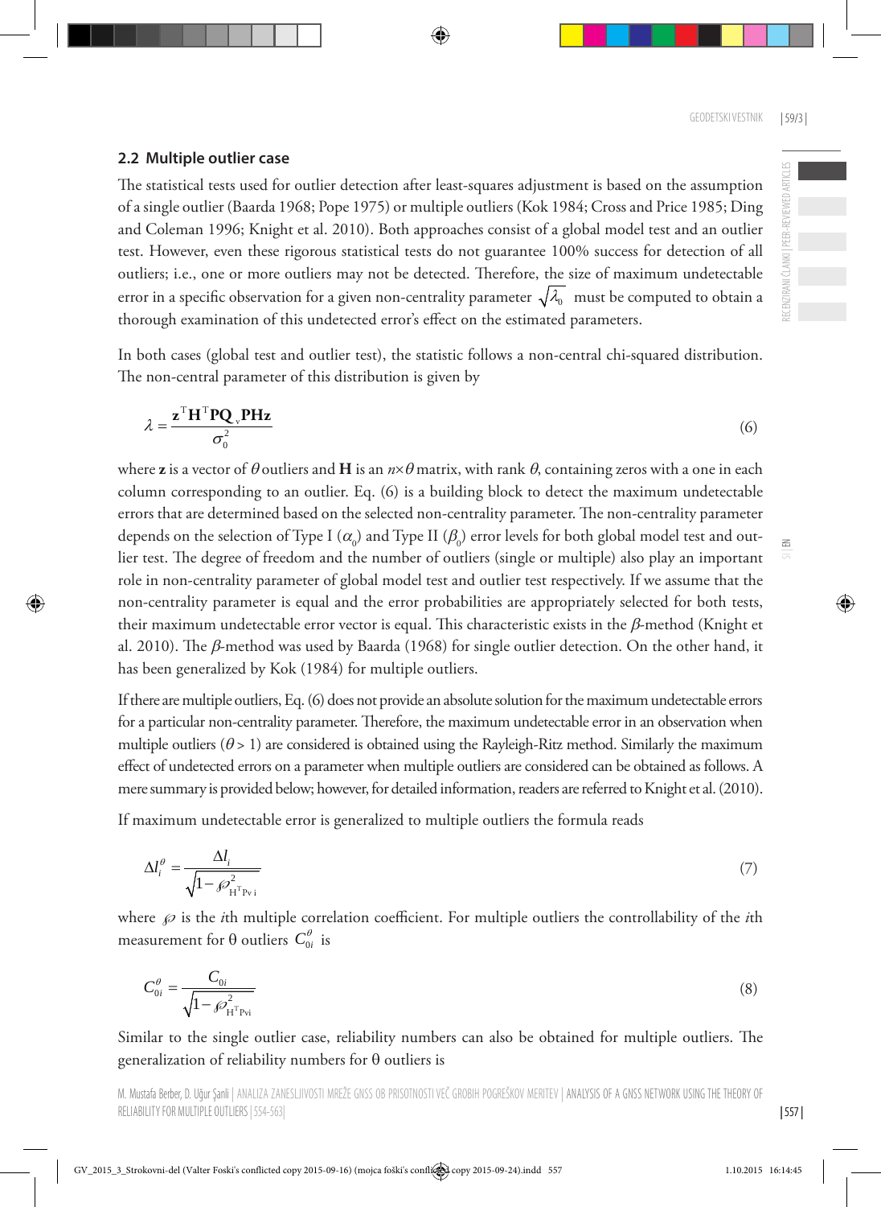### 2.2 Multiple outlier case

The statistical tests used for outlier detection after least-squares adjustment is based on the assumption of a single outlier (Baarda 1968; Pope 1975) or multiple outliers (Kok 1984; Cross and Price 1985; Ding and Coleman 1996; Knight et al. 2010). Both approaches consist of a global model test and an outlier test. However, even these rigorous statistical tests do not guarantee 100% success for detection of all outliers; i.e., one or more outliers may not be detected. Therefore, the size of maximum undetectable error in a specific observation for a given non-centrality parameter $\sqrt{\lambda_0}$ must be computed to obtain a thorough examination of this undetected error's effect on the estimated parameters.

In both cases (global test and outlier test), the statistic follows a non-central chi-squared distribution. The non-central parameter of this distribution is given by

$$\lambda = \frac{\mathbf{z}^{\mathrm{T}}\mathbf{H}^{\mathrm{T}}\mathbf{P}\mathbf{Q}_{v}\mathbf{P}\mathbf{H}\mathbf{z}}{\sigma_0^2} \tag{6}$$

where $\mathbf{z}$ is a vector of $\theta$ outliers and $\mathbf{H}$ is an $n \times \theta$ matrix, with rank $\theta$, containing zeros with a one in each column corresponding to an outlier. Eq. (6) is a building block to detect the maximum undetectable errors that are determined based on the selected non-centrality parameter. The non-centrality parameter depends on the selection of Type I ($\alpha_0$) and Type II ($\beta_0$) error levels for both global model test and outlier test. The degree of freedom and the number of outliers (single or multiple) also play an important role in non-centrality parameter of global model test and outlier test respectively. If we assume that the non-centrality parameter is equal and the error probabilities are appropriately selected for both tests, their maximum undetectable error vector is equal. This characteristic exists in the $\beta$-method (Knight et al. 2010). The $\beta$-method was used by Baarda (1968) for single outlier detection. On the other hand, it has been generalized by Kok (1984) for multiple outliers.

If there are multiple outliers, Eq. (6) does not provide an absolute solution for the maximum undetectable errors for a particular non-centrality parameter. Therefore, the maximum undetectable error in an observation when multiple outliers ($\theta > 1$) are considered is obtained using the Rayleigh-Ritz method. Similarly the maximum effect of undetected errors on a parameter when multiple outliers are considered can be obtained as follows. A mere summary is provided below; however, for detailed information, readers are referred to Knight et al. (2010).

If maximum undetectable error is generalized to multiple outliers the formula reads

$$\Delta l_i^{\theta} = \frac{\Delta l_i}{\sqrt{1 - \wp^2_{\mathrm{H^T Pv\,i}}}} \tag{7}$$

where $\wp$ is the $i$th multiple correlation coefficient. For multiple outliers the controllability of the $i$th measurement for θ outliers $C_{0i}^{\theta}$ is

$$C_{0i}^{\theta} = \frac{C_{0i}}{\sqrt{1 - \wp^2_{\mathrm{H^T Pvi}}}} \tag{8}$$

Similar to the single outlier case, reliability numbers can also be obtained for multiple outliers. The generalization of reliability numbers for θ outliers is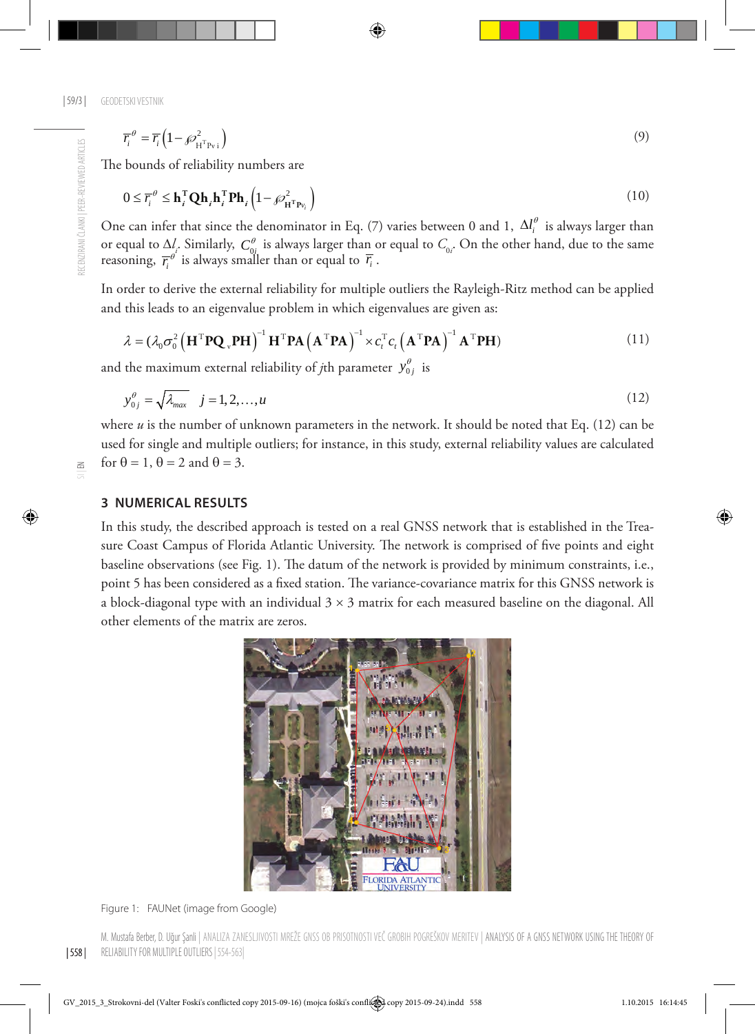$$\overline{r}_i^{\theta} = \overline{r}_i \left(1 - \wp^2_{\mathrm{H^T Pv}\, i}\right) \tag{9}$$

The bounds of reliability numbers are

$$0 \leq \overline{r}_i^{\theta} \leq \mathbf{h}_i^{\mathrm{T}} \mathbf{Q} \mathbf{h}_i \mathbf{h}_i^{\mathrm{T}} \mathbf{P} \mathbf{h}_i \left(1 - \wp^2_{\mathbf{H^T P v}_i}\right) \tag{10}$$

One can infer that since the denominator in Eq. (7) varies between 0 and 1, $\Delta l_i^{\theta}$ is always larger than or equal to $\Delta l_i$. Similarly, $C_{0i}^{\theta}$ is always larger than or equal to $C_{0i}$. On the other hand, due to the same reasoning, $\overline{r}_i^{\theta}$ is always smaller than or equal to $\overline{r}_i$.

In order to derive the external reliability for multiple outliers the Rayleigh-Ritz method can be applied and this leads to an eigenvalue problem in which eigenvalues are given as:

$$\lambda = (\lambda_0 \sigma_0^2 \left(\mathbf{H}^{\mathrm{T}} \mathbf{P} \mathbf{Q}_v \mathbf{P} \mathbf{H}\right)^{-1} \mathbf{H}^{\mathrm{T}} \mathbf{P} \mathbf{A} \left(\mathbf{A}^{\mathrm{T}} \mathbf{P} \mathbf{A}\right)^{-1} \times c_t^{\mathrm{T}} c_t \left(\mathbf{A}^{\mathrm{T}} \mathbf{P} \mathbf{A}\right)^{-1} \mathbf{A}^{\mathrm{T}} \mathbf{P} \mathbf{H}) \tag{11}$$

and the maximum external reliability of *j*th parameter $y_{0j}^{\theta}$ is

$$y_{0j}^{\theta} = \sqrt{\lambda_{max}} \quad j = 1, 2, \ldots, u \tag{12}$$

where *u* is the number of unknown parameters in the network. It should be noted that Eq. (12) can be used for single and multiple outliers; for instance, in this study, external reliability values are calculated for $\theta = 1$, $\theta = 2$ and $\theta = 3$.

## 3 NUMERICAL RESULTS

In this study, the described approach is tested on a real GNSS network that is established in the Treasure Coast Campus of Florida Atlantic University. The network is comprised of five points and eight baseline observations (see Fig. 1). The datum of the network is provided by minimum constraints, i.e., point 5 has been considered as a fixed station. The variance-covariance matrix for this GNSS network is a block-diagonal type with an individual 3 × 3 matrix for each measured baseline on the diagonal. All other elements of the matrix are zeros.

Figure 1: FAUNet (image from Google)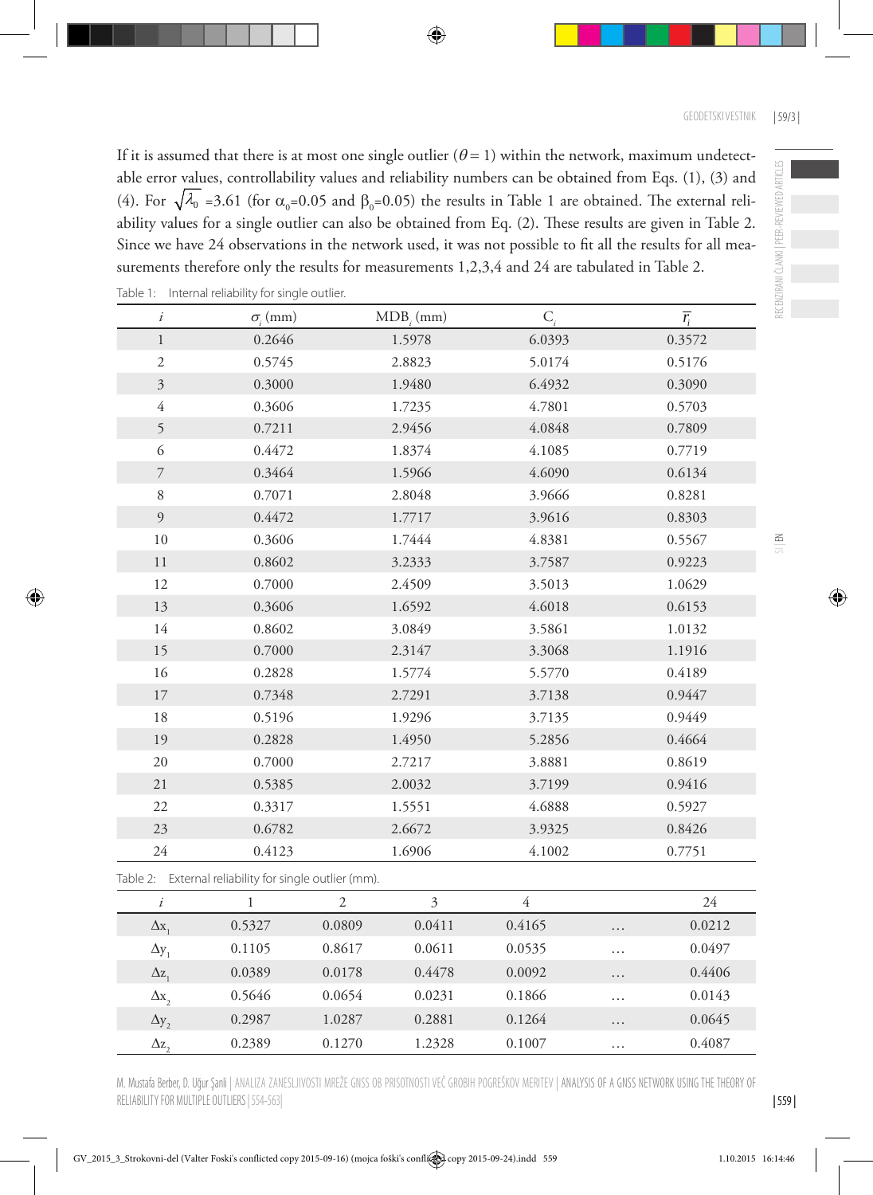If it is assumed that there is at most one single outlier ($\theta = 1$) within the network, maximum undetectable error values, controllability values and reliability numbers can be obtained from Eqs. (1), (3) and (4). For $\sqrt{\lambda_0}$ =3.61 (for $\alpha_0$=0.05 and $\beta_0$=0.05) the results in Table 1 are obtained. The external reliability values for a single outlier can also be obtained from Eq. (2). These results are given in Table 2. Since we have 24 observations in the network used, it was not possible to fit all the results for all measurements therefore only the results for measurements 1,2,3,4 and 24 are tabulated in Table 2.

Table 1: Internal reliability for single outlier.

| $i$ | $\sigma_i$ (mm) | $MDB_i$ (mm) | $C_i$ | $\bar{r}_i$ |
|---|---|---|---|---|
| 1 | 0.2646 | 1.5978 | 6.0393 | 0.3572 |
| 2 | 0.5745 | 2.8823 | 5.0174 | 0.5176 |
| 3 | 0.3000 | 1.9480 | 6.4932 | 0.3090 |
| 4 | 0.3606 | 1.7235 | 4.7801 | 0.5703 |
| 5 | 0.7211 | 2.9456 | 4.0848 | 0.7809 |
| 6 | 0.4472 | 1.8374 | 4.1085 | 0.7719 |
| 7 | 0.3464 | 1.5966 | 4.6090 | 0.6134 |
| 8 | 0.7071 | 2.8048 | 3.9666 | 0.8281 |
| 9 | 0.4472 | 1.7717 | 3.9616 | 0.8303 |
| 10 | 0.3606 | 1.7444 | 4.8381 | 0.5567 |
| 11 | 0.8602 | 3.2333 | 3.7587 | 0.9223 |
| 12 | 0.7000 | 2.4509 | 3.5013 | 1.0629 |
| 13 | 0.3606 | 1.6592 | 4.6018 | 0.6153 |
| 14 | 0.8602 | 3.0849 | 3.5861 | 1.0132 |
| 15 | 0.7000 | 2.3147 | 3.3068 | 1.1916 |
| 16 | 0.2828 | 1.5774 | 5.5770 | 0.4189 |
| 17 | 0.7348 | 2.7291 | 3.7138 | 0.9447 |
| 18 | 0.5196 | 1.9296 | 3.7135 | 0.9449 |
| 19 | 0.2828 | 1.4950 | 5.2856 | 0.4664 |
| 20 | 0.7000 | 2.7217 | 3.8881 | 0.8619 |
| 21 | 0.5385 | 2.0032 | 3.7199 | 0.9416 |
| 22 | 0.3317 | 1.5551 | 4.6888 | 0.5927 |
| 23 | 0.6782 | 2.6672 | 3.9325 | 0.8426 |
| 24 | 0.4123 | 1.6906 | 4.1002 | 0.7751 |

Table 2: External reliability for single outlier (mm).

| $i$ | 1 | 2 | 3 | 4 | | 24 |
|---|---|---|---|---|---|---|
| $\Delta x_1$ | 0.5327 | 0.0809 | 0.0411 | 0.4165 | ... | 0.0212 |
| $\Delta y_1$ | 0.1105 | 0.8617 | 0.0611 | 0.0535 | ... | 0.0497 |
| $\Delta z_1$ | 0.0389 | 0.0178 | 0.4478 | 0.0092 | ... | 0.4406 |
| $\Delta x_2$ | 0.5646 | 0.0654 | 0.0231 | 0.1866 | ... | 0.0143 |
| $\Delta y_2$ | 0.2987 | 1.0287 | 0.2881 | 0.1264 | ... | 0.0645 |
| $\Delta z_2$ | 0.2389 | 0.1270 | 1.2328 | 0.1007 | ... | 0.4087 |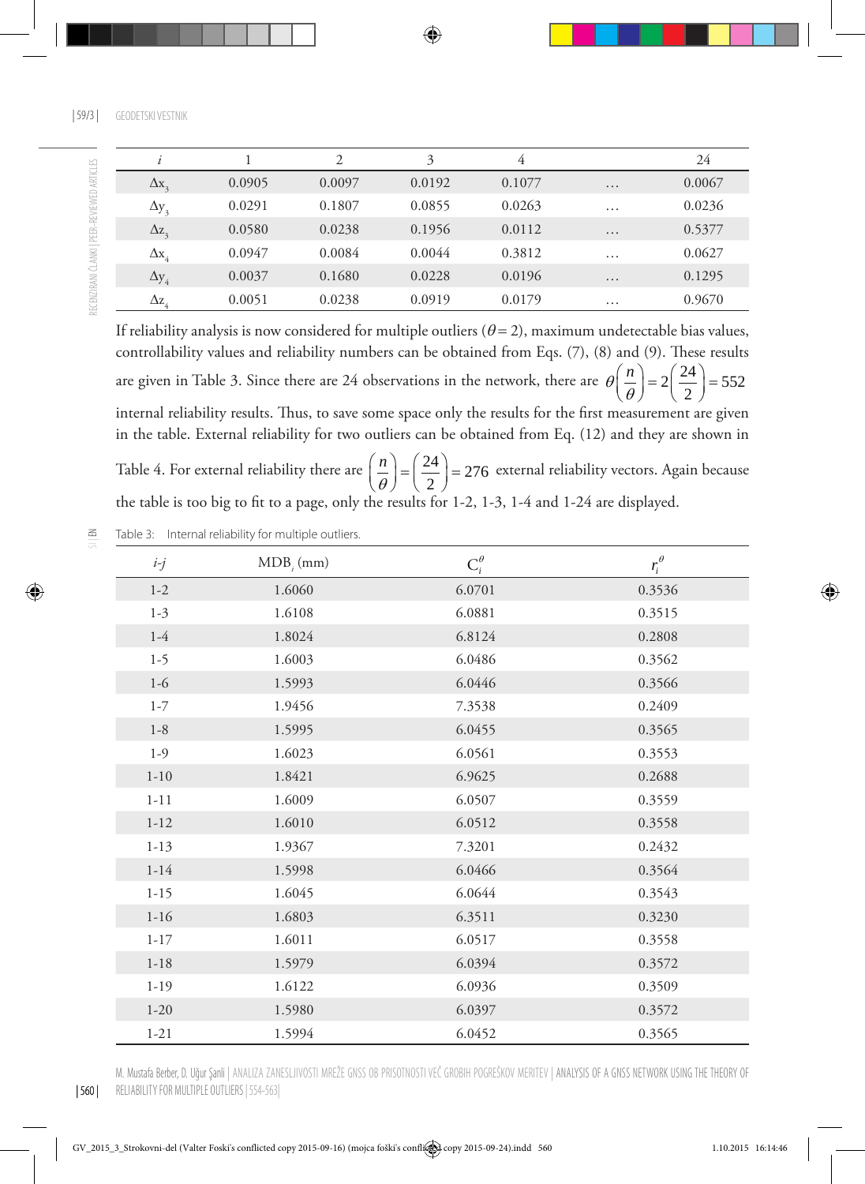| $i$ | 1 | 2 | 3 | 4 | | 24 |
|---|---|---|---|---|---|---|
| $\Delta x_3$ | 0.0905 | 0.0097 | 0.0192 | 0.1077 | … | 0.0067 |
| $\Delta y_3$ | 0.0291 | 0.1807 | 0.0855 | 0.0263 | … | 0.0236 |
| $\Delta z_3$ | 0.0580 | 0.0238 | 0.1956 | 0.0112 | … | 0.5377 |
| $\Delta x_4$ | 0.0947 | 0.0084 | 0.0044 | 0.3812 | … | 0.0627 |
| $\Delta y_4$ | 0.0037 | 0.1680 | 0.0228 | 0.0196 | … | 0.1295 |
| $\Delta z_4$ | 0.0051 | 0.0238 | 0.0919 | 0.0179 | … | 0.9670 |

If reliability analysis is now considered for multiple outliers ($\theta = 2$), maximum undetectable bias values, controllability values and reliability numbers can be obtained from Eqs. (7), (8) and (9). These results are given in Table 3. Since there are 24 observations in the network, there are $\theta\binom{n}{\theta} = 2\binom{24}{2} = 552$ internal reliability results. Thus, to save some space only the results for the first measurement are given in the table. External reliability for two outliers can be obtained from Eq. (12) and they are shown in Table 4. For external reliability there are $\binom{n}{\theta} = \binom{24}{2} = 276$ external reliability vectors. Again because the table is too big to fit to a page, only the results for 1-2, 1-3, 1-4 and 1-24 are displayed.

Table 3: Internal reliability for multiple outliers.

| $i$-$j$ | $MDB_i$ (mm) | $C_i^{\theta}$ | $r_i^{\theta}$ |
|---|---|---|---|
| 1-2 | 1.6060 | 6.0701 | 0.3536 |
| 1-3 | 1.6108 | 6.0881 | 0.3515 |
| 1-4 | 1.8024 | 6.8124 | 0.2808 |
| 1-5 | 1.6003 | 6.0486 | 0.3562 |
| 1-6 | 1.5993 | 6.0446 | 0.3566 |
| 1-7 | 1.9456 | 7.3538 | 0.2409 |
| 1-8 | 1.5995 | 6.0455 | 0.3565 |
| 1-9 | 1.6023 | 6.0561 | 0.3553 |
| 1-10 | 1.8421 | 6.9625 | 0.2688 |
| 1-11 | 1.6009 | 6.0507 | 0.3559 |
| 1-12 | 1.6010 | 6.0512 | 0.3558 |
| 1-13 | 1.9367 | 7.3201 | 0.2432 |
| 1-14 | 1.5998 | 6.0466 | 0.3564 |
| 1-15 | 1.6045 | 6.0644 | 0.3543 |
| 1-16 | 1.6803 | 6.3511 | 0.3230 |
| 1-17 | 1.6011 | 6.0517 | 0.3558 |
| 1-18 | 1.5979 | 6.0394 | 0.3572 |
| 1-19 | 1.6122 | 6.0936 | 0.3509 |
| 1-20 | 1.5980 | 6.0397 | 0.3572 |
| 1-21 | 1.5994 | 6.0452 | 0.3565 |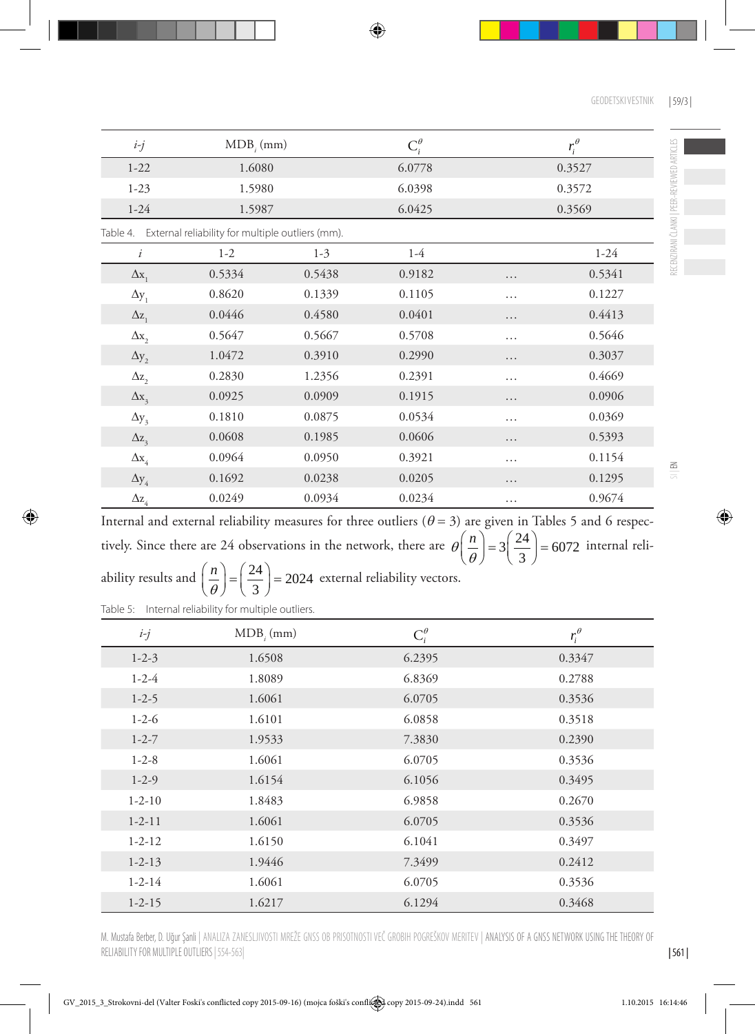| *i-j* | MDB$_i$ (mm) | $C_i^\theta$ | $r_i^\theta$ |
|---|---|---|---|
| 1-22 | 1.6080 | 6.0778 | 0.3527 |
| 1-23 | 1.5980 | 6.0398 | 0.3572 |
| 1-24 | 1.5987 | 6.0425 | 0.3569 |

Table 4. External reliability for multiple outliers (mm).

| *i* | 1-2 | 1-3 | 1-4 | | 1-24 |
|---|---|---|---|---|---|
| $\Delta x_1$ | 0.5334 | 0.5438 | 0.9182 | … | 0.5341 |
| $\Delta y_1$ | 0.8620 | 0.1339 | 0.1105 | … | 0.1227 |
| $\Delta z_1$ | 0.0446 | 0.4580 | 0.0401 | … | 0.4413 |
| $\Delta x_2$ | 0.5647 | 0.5667 | 0.5708 | … | 0.5646 |
| $\Delta y_2$ | 1.0472 | 0.3910 | 0.2990 | … | 0.3037 |
| $\Delta z_2$ | 0.2830 | 1.2356 | 0.2391 | … | 0.4669 |
| $\Delta x_3$ | 0.0925 | 0.0909 | 0.1915 | … | 0.0906 |
| $\Delta y_3$ | 0.1810 | 0.0875 | 0.0534 | … | 0.0369 |
| $\Delta z_3$ | 0.0608 | 0.1985 | 0.0606 | … | 0.5393 |
| $\Delta x_4$ | 0.0964 | 0.0950 | 0.3921 | … | 0.1154 |
| $\Delta y_4$ | 0.1692 | 0.0238 | 0.0205 | … | 0.1295 |
| $\Delta z_4$ | 0.0249 | 0.0934 | 0.0234 | … | 0.9674 |

Internal and external reliability measures for three outliers ($\theta = 3$) are given in Tables 5 and 6 respectively. Since there are 24 observations in the network, there are $\theta\binom{n}{\theta} = 3\binom{24}{3} = 6072$ internal reliability results and $\binom{n}{\theta} = \binom{24}{3} = 2024$ external reliability vectors.

Table 5: Internal reliability for multiple outliers.

| *i-j* | MDB$_i$ (mm) | $C_i^\theta$ | $r_i^\theta$ |
|---|---|---|---|
| 1-2-3 | 1.6508 | 6.2395 | 0.3347 |
| 1-2-4 | 1.8089 | 6.8369 | 0.2788 |
| 1-2-5 | 1.6061 | 6.0705 | 0.3536 |
| 1-2-6 | 1.6101 | 6.0858 | 0.3518 |
| 1-2-7 | 1.9533 | 7.3830 | 0.2390 |
| 1-2-8 | 1.6061 | 6.0705 | 0.3536 |
| 1-2-9 | 1.6154 | 6.1056 | 0.3495 |
| 1-2-10 | 1.8483 | 6.9858 | 0.2670 |
| 1-2-11 | 1.6061 | 6.0705 | 0.3536 |
| 1-2-12 | 1.6150 | 6.1041 | 0.3497 |
| 1-2-13 | 1.9446 | 7.3499 | 0.2412 |
| 1-2-14 | 1.6061 | 6.0705 | 0.3536 |
| 1-2-15 | 1.6217 | 6.1294 | 0.3468 |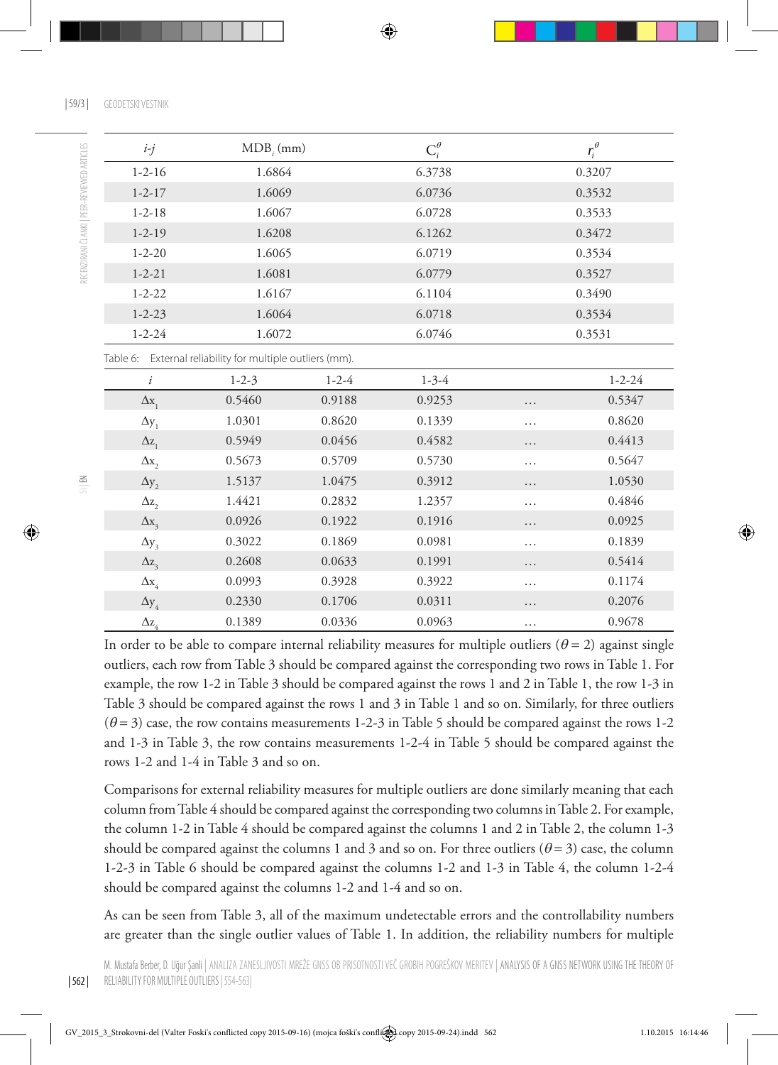| $i$-$j$ | $MDB_i$ (mm) | $C_i^{\theta}$ | $r_i^{\theta}$ |
|---|---|---|---|
| 1-2-16 | 1.6864 | 6.3738 | 0.3207 |
| 1-2-17 | 1.6069 | 6.0736 | 0.3532 |
| 1-2-18 | 1.6067 | 6.0728 | 0.3533 |
| 1-2-19 | 1.6208 | 6.1262 | 0.3472 |
| 1-2-20 | 1.6065 | 6.0719 | 0.3534 |
| 1-2-21 | 1.6081 | 6.0779 | 0.3527 |
| 1-2-22 | 1.6167 | 6.1104 | 0.3490 |
| 1-2-23 | 1.6064 | 6.0718 | 0.3534 |
| 1-2-24 | 1.6072 | 6.0746 | 0.3531 |

Table 6: External reliability for multiple outliers (mm).

| $i$ | 1-2-3 | 1-2-4 | 1-3-4 | | 1-2-24 |
|---|---|---|---|---|---|
| $\Delta x_1$ | 0.5460 | 0.9188 | 0.9253 | … | 0.5347 |
| $\Delta y_1$ | 1.0301 | 0.8620 | 0.1339 | … | 0.8620 |
| $\Delta z_1$ | 0.5949 | 0.0456 | 0.4582 | … | 0.4413 |
| $\Delta x_2$ | 0.5673 | 0.5709 | 0.5730 | … | 0.5647 |
| $\Delta y_2$ | 1.5137 | 1.0475 | 0.3912 | … | 1.0530 |
| $\Delta z_2$ | 1.4421 | 0.2832 | 1.2357 | … | 0.4846 |
| $\Delta x_3$ | 0.0926 | 0.1922 | 0.1916 | … | 0.0925 |
| $\Delta y_3$ | 0.3022 | 0.1869 | 0.0981 | … | 0.1839 |
| $\Delta z_3$ | 0.2608 | 0.0633 | 0.1991 | … | 0.5414 |
| $\Delta x_4$ | 0.0993 | 0.3928 | 0.3922 | … | 0.1174 |
| $\Delta y_4$ | 0.2330 | 0.1706 | 0.0311 | … | 0.2076 |
| $\Delta z_4$ | 0.1389 | 0.0336 | 0.0963 | … | 0.9678 |

In order to be able to compare internal reliability measures for multiple outliers ($\theta = 2$) against single outliers, each row from Table 3 should be compared against the corresponding two rows in Table 1. For example, the row 1-2 in Table 3 should be compared against the rows 1 and 2 in Table 1, the row 1-3 in Table 3 should be compared against the rows 1 and 3 in Table 1 and so on. Similarly, for three outliers ($\theta = 3$) case, the row contains measurements 1-2-3 in Table 5 should be compared against the rows 1-2 and 1-3 in Table 3, the row contains measurements 1-2-4 in Table 5 should be compared against the rows 1-2 and 1-4 in Table 3 and so on.

Comparisons for external reliability measures for multiple outliers are done similarly meaning that each column from Table 4 should be compared against the corresponding two columns in Table 2. For example, the column 1-2 in Table 4 should be compared against the columns 1 and 2 in Table 2, the column 1-3 should be compared against the columns 1 and 3 and so on. For three outliers ($\theta = 3$) case, the column 1-2-3 in Table 6 should be compared against the columns 1-2 and 1-3 in Table 4, the column 1-2-4 should be compared against the columns 1-2 and 1-4 and so on.

As can be seen from Table 3, all of the maximum undetectable errors and the controllability numbers are greater than the single outlier values of Table 1. In addition, the reliability numbers for multiple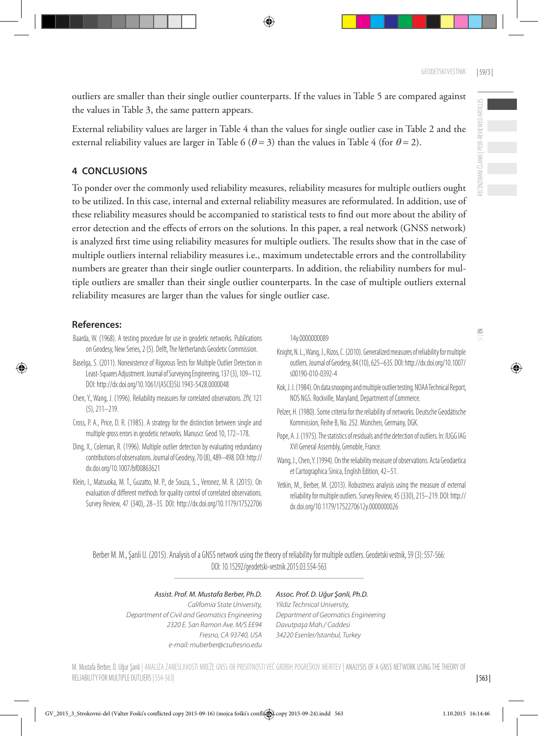outliers are smaller than their single outlier counterparts. If the values in Table 5 are compared against the values in Table 3, the same pattern appears.

External reliability values are larger in Table 4 than the values for single outlier case in Table 2 and the external reliability values are larger in Table 6 ($\theta = 3$) than the values in Table 4 (for $\theta = 2$).

## 4 CONCLUSIONS

To ponder over the commonly used reliability measures, reliability measures for multiple outliers ought to be utilized. In this case, internal and external reliability measures are reformulated. In addition, use of these reliability measures should be accompanied to statistical tests to find out more about the ability of error detection and the effects of errors on the solutions. In this paper, a real network (GNSS network) is analyzed first time using reliability measures for multiple outliers. The results show that in the case of multiple outliers internal reliability measures i.e., maximum undetectable errors and the controllability numbers are greater than their single outlier counterparts. In addition, the reliability numbers for multiple outliers are smaller than their single outlier counterparts. In the case of multiple outliers external reliability measures are larger than the values for single outlier case.

## References:

Baarda, W. (1968). A testing procedure for use in geodetic networks. Publications on Geodesy, New Series, 2 (5). Delft, The Netherlands Geodetic Commission.

Baselga, S. (2011). Nonexistence of Rigorous Tests for Multiple Outlier Detection in Least-Squares Adjustment. Journal of Surveying Engineering, 137 (3), 109–112. DOI: http://dx.doi.org/10.1061/(ASCE)SU.1943-5428.0000048

Chen, Y., Wang, J. (1996). Reliability measures for correlated observations. ZfV, 121 (5), 211–219.

Cross, P. A., Price, D. R. (1985). A strategy for the distinction between single and multiple gross errors in geodetic networks. Manuscr. Geod 10, 172–178.

Ding, X., Coleman, R. (1996). Multiple outlier detection by evaluating redundancy contributions of observations. Journal of Geodesy, 70 (8), 489–498. DOI: http://dx.doi.org/10.1007/bf00863621

Klein, I., Matsuoka, M. T., Guzatto, M. P., de Souza, S.., Veronez, M. R. (2015). On evaluation of different methods for quality control of correlated observations. Survey Review, 47 (340), 28–35. DOI: http://dx.doi.org/10.1179/1752270614y.0000000089

Knight, N. L., Wang, J., Rizos, C. (2010). Generalized measures of reliability for multiple outliers. Journal of Geodesy, 84 (10), 625–635. DOI: http://dx.doi.org/10.1007/s00190-010-0392-4

Kok, J. J. (1984). On data snooping and multiple outlier testing. NOAA Technical Report, NOS NGS. Rockville, Maryland, Department of Commerce.

Pelzer, H. (1980). Some criteria for the reliability of networks. Deutsche Geodätische Kommission, Reihe B, No. 252. München, Germany, DGK.

Pope, A. J. (1975). The statistics of residuals and the detection of outliers. In: IUGG IAG XVI General Assembly, Grenoble, France.

Wang, J., Chen, Y. (1994). On the reliability measure of observations. Acta Geodaetica et Cartographica Sinica, English Edition, 42–51.

Yetkin, M., Berber, M. (2013). Robustness analysis using the measure of external reliability for multiple outliers. Survey Review, 45 (330), 215–219. DOI: http://dx.doi.org/10.1179/1752270612y.0000000026

Berber M. M., Şanli U. (2015). Analysis of a GNSS network using the theory of reliability for multiple outliers. Geodetski vestnik, 59 (3): 557-566: DOI: 10.15292/geodetski-vestnik.2015.03.554-563

*Assist. Prof. M. Mustafa Berber, Ph.D.*
*California State University,*
*Department of Civil and Geomatics Engineering*
*2320 E. San Ramon Ave. M/S EE94*
*Fresno, CA 93740, USA*
*e-mail: muberber@csufresno.edu*

*Assoc. Prof. D. Uğur Şanli, Ph.D.*
*Yildiz Technical University,*
*Department of Geomatics Engineering*
*Davutpaşa Mah./ Caddesi*
*34220 Esenler/Istanbul, Turkey*